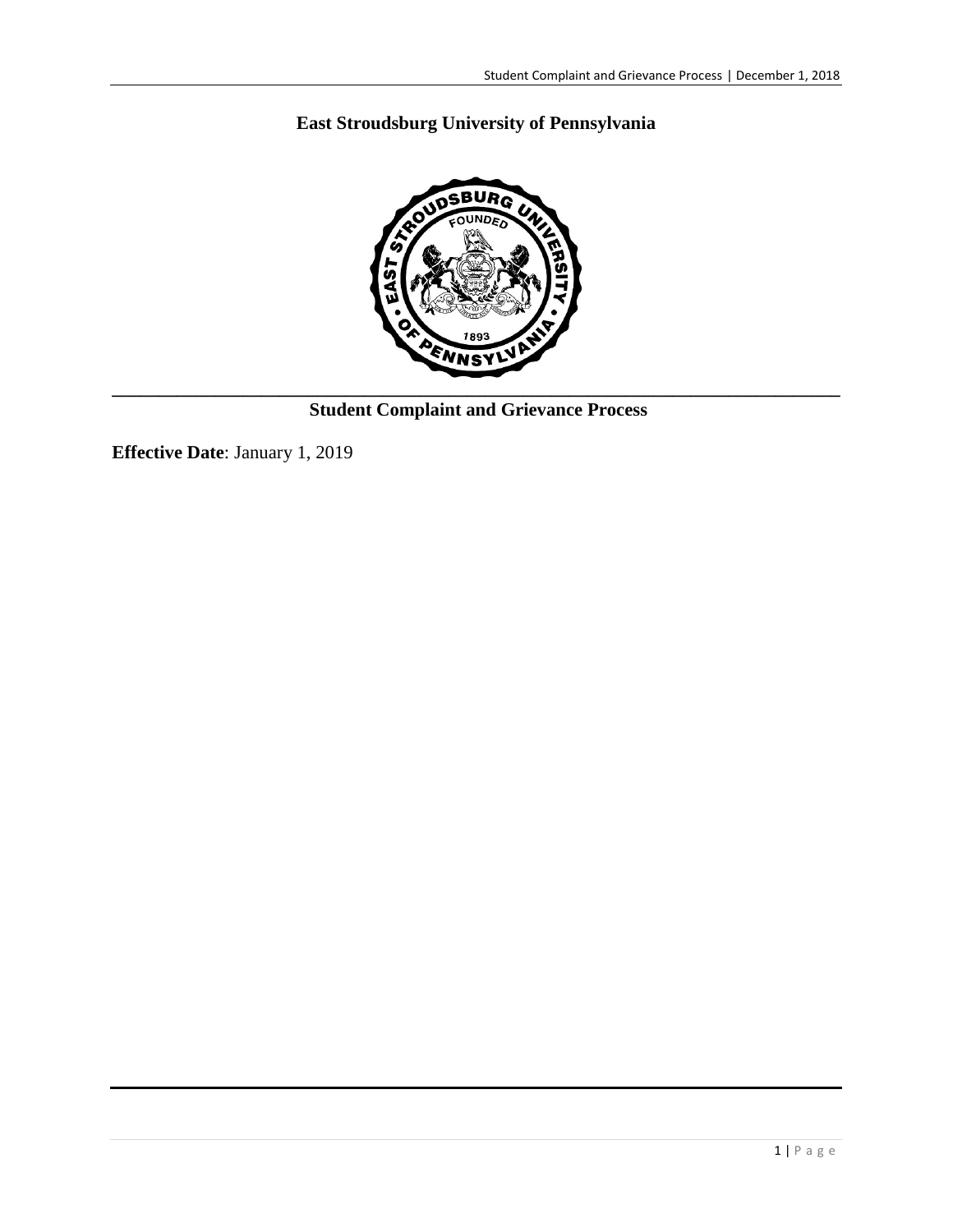# East Stroudsburg University of Pennsylvania

## Student Complaint and Grievance Process

**Effective Date**: January 1, 2019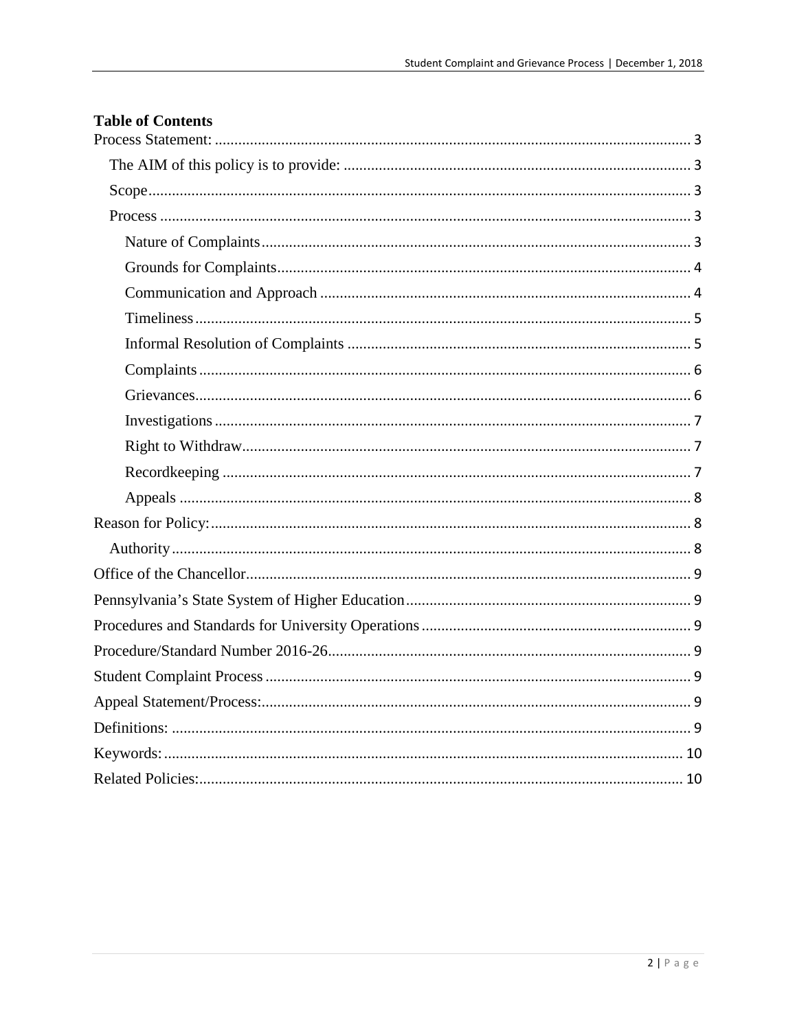**Table of Contents**

Process Statement: ........ 3

- The AIM of this policy is to provide: ........ 3
- Scope ........ 3
- Process ........ 3
  - Nature of Complaints ........ 3
  - Grounds for Complaints ........ 4
  - Communication and Approach ........ 4
  - Timeliness ........ 5
  - Informal Resolution of Complaints ........ 5
  - Complaints ........ 6
  - Grievances ........ 6
  - Investigations ........ 7
  - Right to Withdraw ........ 7
  - Recordkeeping ........ 7
  - Appeals ........ 8

Reason for Policy: ........ 8

- Authority ........ 8

Office of the Chancellor ........ 9

Pennsylvania's State System of Higher Education ........ 9

Procedures and Standards for University Operations ........ 9

Procedure/Standard Number 2016-26 ........ 9

Student Complaint Process ........ 9

Appeal Statement/Process: ........ 9

Definitions: ........ 9

Keywords: ........ 10

Related Policies: ........ 10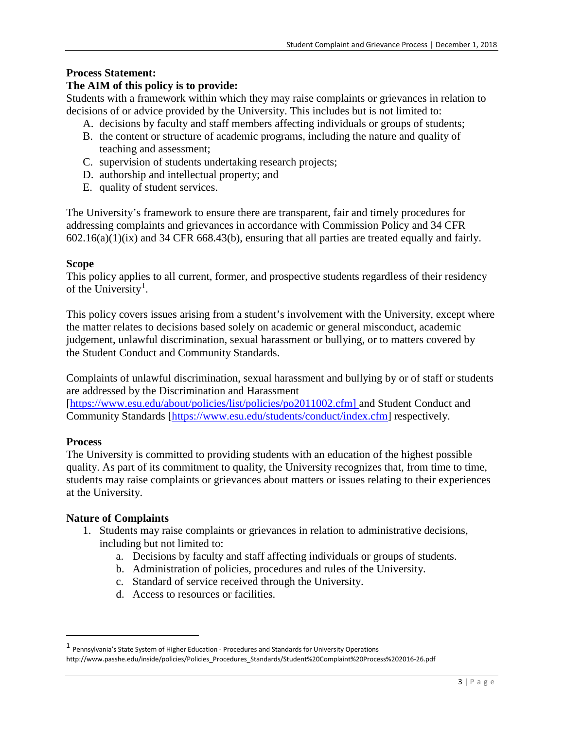**Process Statement:**

**The AIM of this policy is to provide:**

Students with a framework within which they may raise complaints or grievances in relation to decisions of or advice provided by the University. This includes but is not limited to:

A. decisions by faculty and staff members affecting individuals or groups of students;
B. the content or structure of academic programs, including the nature and quality of teaching and assessment;
C. supervision of students undertaking research projects;
D. authorship and intellectual property; and
E. quality of student services.

The University's framework to ensure there are transparent, fair and timely procedures for addressing complaints and grievances in accordance with Commission Policy and 34 CFR 602.16(a)(1)(ix) and 34 CFR 668.43(b), ensuring that all parties are treated equally and fairly.

**Scope**

This policy applies to all current, former, and prospective students regardless of their residency of the University[1].

This policy covers issues arising from a student's involvement with the University, except where the matter relates to decisions based solely on academic or general misconduct, academic judgement, unlawful discrimination, sexual harassment or bullying, or to matters covered by the Student Conduct and Community Standards.

Complaints of unlawful discrimination, sexual harassment and bullying by or of staff or students are addressed by the Discrimination and Harassment [https://www.esu.edu/about/policies/list/policies/po2011002.cfm] and Student Conduct and Community Standards [https://www.esu.edu/students/conduct/index.cfm] respectively.

**Process**

The University is committed to providing students with an education of the highest possible quality. As part of its commitment to quality, the University recognizes that, from time to time, students may raise complaints or grievances about matters or issues relating to their experiences at the University.

**Nature of Complaints**

1. Students may raise complaints or grievances in relation to administrative decisions, including but not limited to:
    a. Decisions by faculty and staff affecting individuals or groups of students.
    b. Administration of policies, procedures and rules of the University.
    c. Standard of service received through the University.
    d. Access to resources or facilities.

---

[1] Pennsylvania's State System of Higher Education - Procedures and Standards for University Operations http://www.passhe.edu/inside/policies/Policies_Procedures_Standards/Student%20Complaint%20Process%202016-26.pdf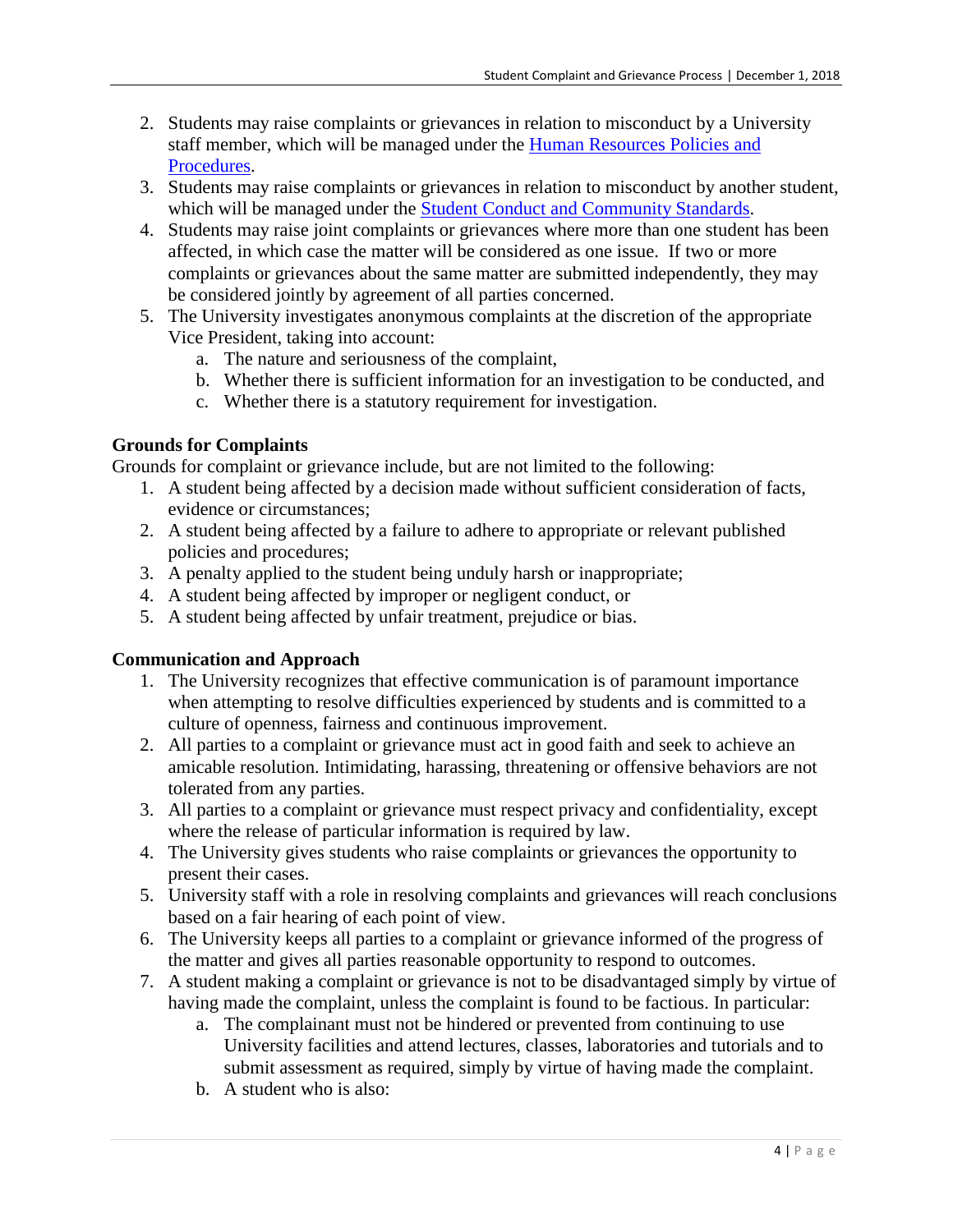2. Students may raise complaints or grievances in relation to misconduct by a University staff member, which will be managed under the [Human Resources Policies and Procedures](Human Resources Policies and Procedures).
3. Students may raise complaints or grievances in relation to misconduct by another student, which will be managed under the [Student Conduct and Community Standards](Student Conduct and Community Standards).
4. Students may raise joint complaints or grievances where more than one student has been affected, in which case the matter will be considered as one issue. If two or more complaints or grievances about the same matter are submitted independently, they may be considered jointly by agreement of all parties concerned.
5. The University investigates anonymous complaints at the discretion of the appropriate Vice President, taking into account:
    a. The nature and seriousness of the complaint,
    b. Whether there is sufficient information for an investigation to be conducted, and
    c. Whether there is a statutory requirement for investigation.

**Grounds for Complaints**

Grounds for complaint or grievance include, but are not limited to the following:

1. A student being affected by a decision made without sufficient consideration of facts, evidence or circumstances;
2. A student being affected by a failure to adhere to appropriate or relevant published policies and procedures;
3. A penalty applied to the student being unduly harsh or inappropriate;
4. A student being affected by improper or negligent conduct, or
5. A student being affected by unfair treatment, prejudice or bias.

**Communication and Approach**

1. The University recognizes that effective communication is of paramount importance when attempting to resolve difficulties experienced by students and is committed to a culture of openness, fairness and continuous improvement.
2. All parties to a complaint or grievance must act in good faith and seek to achieve an amicable resolution. Intimidating, harassing, threatening or offensive behaviors are not tolerated from any parties.
3. All parties to a complaint or grievance must respect privacy and confidentiality, except where the release of particular information is required by law.
4. The University gives students who raise complaints or grievances the opportunity to present their cases.
5. University staff with a role in resolving complaints and grievances will reach conclusions based on a fair hearing of each point of view.
6. The University keeps all parties to a complaint or grievance informed of the progress of the matter and gives all parties reasonable opportunity to respond to outcomes.
7. A student making a complaint or grievance is not to be disadvantaged simply by virtue of having made the complaint, unless the complaint is found to be factious. In particular:
    a. The complainant must not be hindered or prevented from continuing to use University facilities and attend lectures, classes, laboratories and tutorials and to submit assessment as required, simply by virtue of having made the complaint.
    b. A student who is also: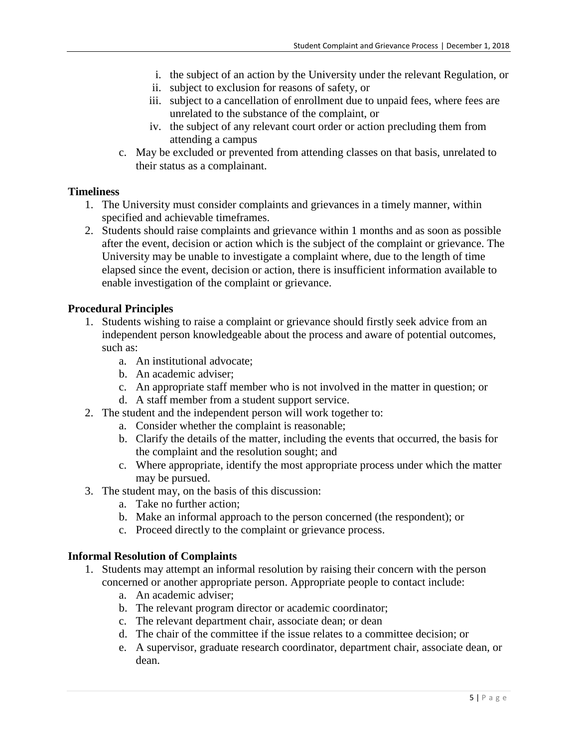i. the subject of an action by the University under the relevant Regulation, or
   ii. subject to exclusion for reasons of safety, or
   iii. subject to a cancellation of enrollment due to unpaid fees, where fees are unrelated to the substance of the complaint, or
   iv. the subject of any relevant court order or action precluding them from attending a campus

c. May be excluded or prevented from attending classes on that basis, unrelated to their status as a complainant.

**Timeliness**

1. The University must consider complaints and grievances in a timely manner, within specified and achievable timeframes.
2. Students should raise complaints and grievance within 1 months and as soon as possible after the event, decision or action which is the subject of the complaint or grievance. The University may be unable to investigate a complaint where, due to the length of time elapsed since the event, decision or action, there is insufficient information available to enable investigation of the complaint or grievance.

**Procedural Principles**

1. Students wishing to raise a complaint or grievance should firstly seek advice from an independent person knowledgeable about the process and aware of potential outcomes, such as:
   a. An institutional advocate;
   b. An academic adviser;
   c. An appropriate staff member who is not involved in the matter in question; or
   d. A staff member from a student support service.
2. The student and the independent person will work together to:
   a. Consider whether the complaint is reasonable;
   b. Clarify the details of the matter, including the events that occurred, the basis for the complaint and the resolution sought; and
   c. Where appropriate, identify the most appropriate process under which the matter may be pursued.
3. The student may, on the basis of this discussion:
   a. Take no further action;
   b. Make an informal approach to the person concerned (the respondent); or
   c. Proceed directly to the complaint or grievance process.

**Informal Resolution of Complaints**

1. Students may attempt an informal resolution by raising their concern with the person concerned or another appropriate person. Appropriate people to contact include:
   a. An academic adviser;
   b. The relevant program director or academic coordinator;
   c. The relevant department chair, associate dean; or dean
   d. The chair of the committee if the issue relates to a committee decision; or
   e. A supervisor, graduate research coordinator, department chair, associate dean, or dean.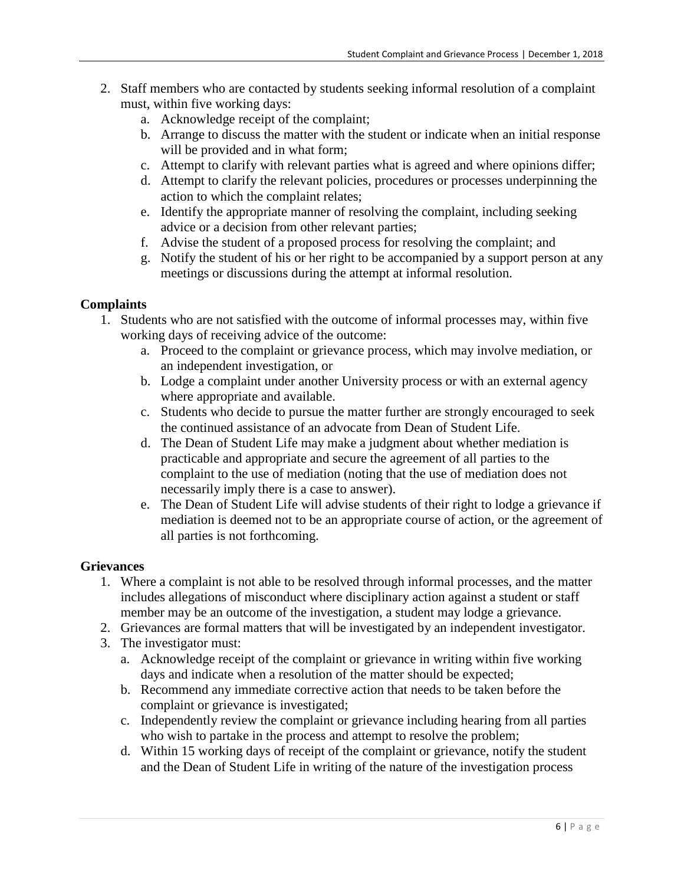2. Staff members who are contacted by students seeking informal resolution of a complaint must, within five working days:
    a. Acknowledge receipt of the complaint;
    b. Arrange to discuss the matter with the student or indicate when an initial response will be provided and in what form;
    c. Attempt to clarify with relevant parties what is agreed and where opinions differ;
    d. Attempt to clarify the relevant policies, procedures or processes underpinning the action to which the complaint relates;
    e. Identify the appropriate manner of resolving the complaint, including seeking advice or a decision from other relevant parties;
    f. Advise the student of a proposed process for resolving the complaint; and
    g. Notify the student of his or her right to be accompanied by a support person at any meetings or discussions during the attempt at informal resolution.

**Complaints**

1. Students who are not satisfied with the outcome of informal processes may, within five working days of receiving advice of the outcome:
    a. Proceed to the complaint or grievance process, which may involve mediation, or an independent investigation, or
    b. Lodge a complaint under another University process or with an external agency where appropriate and available.
    c. Students who decide to pursue the matter further are strongly encouraged to seek the continued assistance of an advocate from Dean of Student Life.
    d. The Dean of Student Life may make a judgment about whether mediation is practicable and appropriate and secure the agreement of all parties to the complaint to the use of mediation (noting that the use of mediation does not necessarily imply there is a case to answer).
    e. The Dean of Student Life will advise students of their right to lodge a grievance if mediation is deemed not to be an appropriate course of action, or the agreement of all parties is not forthcoming.

**Grievances**

1. Where a complaint is not able to be resolved through informal processes, and the matter includes allegations of misconduct where disciplinary action against a student or staff member may be an outcome of the investigation, a student may lodge a grievance.
2. Grievances are formal matters that will be investigated by an independent investigator.
3. The investigator must:
    a. Acknowledge receipt of the complaint or grievance in writing within five working days and indicate when a resolution of the matter should be expected;
    b. Recommend any immediate corrective action that needs to be taken before the complaint or grievance is investigated;
    c. Independently review the complaint or grievance including hearing from all parties who wish to partake in the process and attempt to resolve the problem;
    d. Within 15 working days of receipt of the complaint or grievance, notify the student and the Dean of Student Life in writing of the nature of the investigation process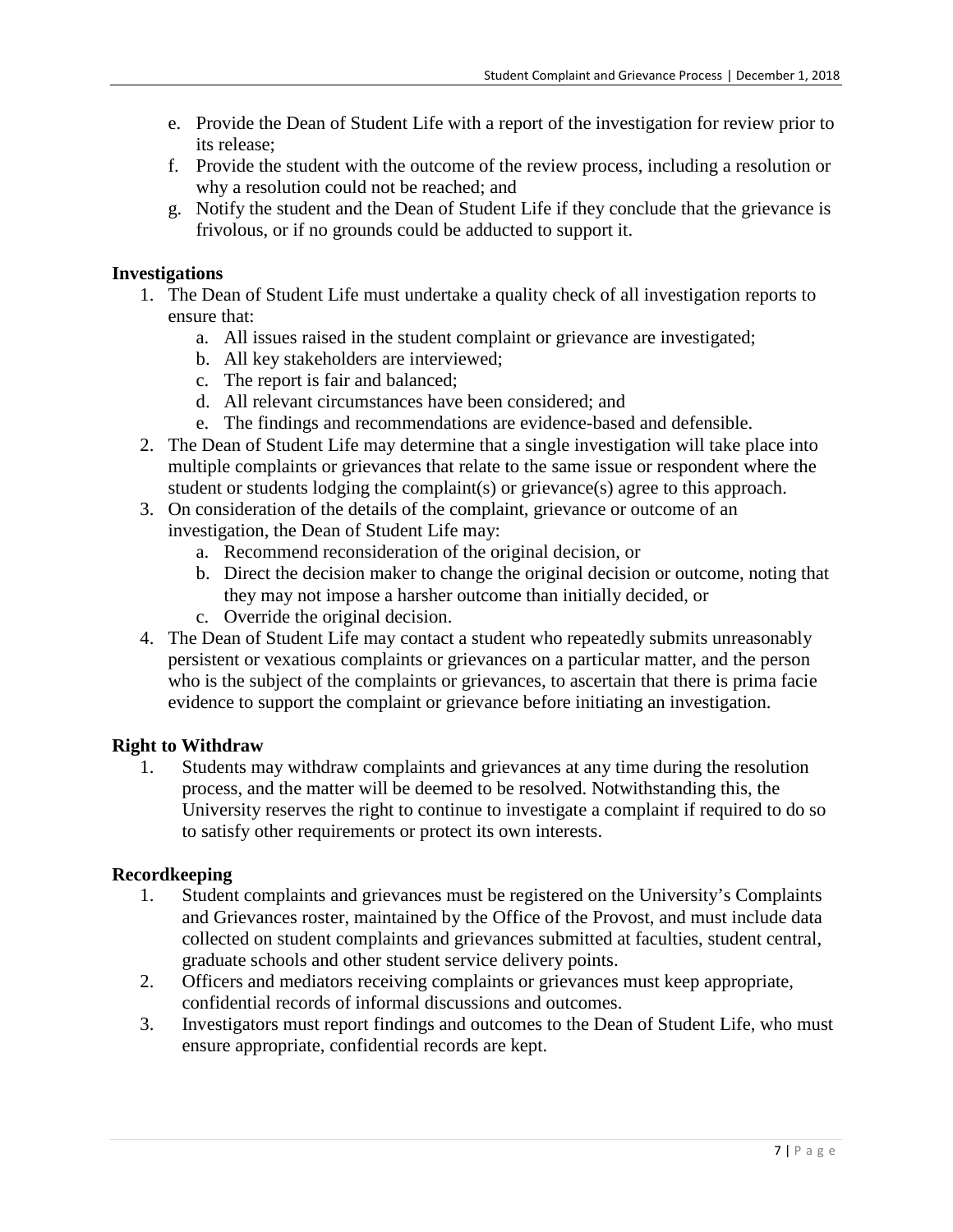e. Provide the Dean of Student Life with a report of the investigation for review prior to its release;
f. Provide the student with the outcome of the review process, including a resolution or why a resolution could not be reached; and
g. Notify the student and the Dean of Student Life if they conclude that the grievance is frivolous, or if no grounds could be adducted to support it.

**Investigations**

1. The Dean of Student Life must undertake a quality check of all investigation reports to ensure that:
    a. All issues raised in the student complaint or grievance are investigated;
    b. All key stakeholders are interviewed;
    c. The report is fair and balanced;
    d. All relevant circumstances have been considered; and
    e. The findings and recommendations are evidence-based and defensible.
2. The Dean of Student Life may determine that a single investigation will take place into multiple complaints or grievances that relate to the same issue or respondent where the student or students lodging the complaint(s) or grievance(s) agree to this approach.
3. On consideration of the details of the complaint, grievance or outcome of an investigation, the Dean of Student Life may:
    a. Recommend reconsideration of the original decision, or
    b. Direct the decision maker to change the original decision or outcome, noting that they may not impose a harsher outcome than initially decided, or
    c. Override the original decision.
4. The Dean of Student Life may contact a student who repeatedly submits unreasonably persistent or vexatious complaints or grievances on a particular matter, and the person who is the subject of the complaints or grievances, to ascertain that there is prima facie evidence to support the complaint or grievance before initiating an investigation.

**Right to Withdraw**

1. Students may withdraw complaints and grievances at any time during the resolution process, and the matter will be deemed to be resolved. Notwithstanding this, the University reserves the right to continue to investigate a complaint if required to do so to satisfy other requirements or protect its own interests.

**Recordkeeping**

1. Student complaints and grievances must be registered on the University's Complaints and Grievances roster, maintained by the Office of the Provost, and must include data collected on student complaints and grievances submitted at faculties, student central, graduate schools and other student service delivery points.
2. Officers and mediators receiving complaints or grievances must keep appropriate, confidential records of informal discussions and outcomes.
3. Investigators must report findings and outcomes to the Dean of Student Life, who must ensure appropriate, confidential records are kept.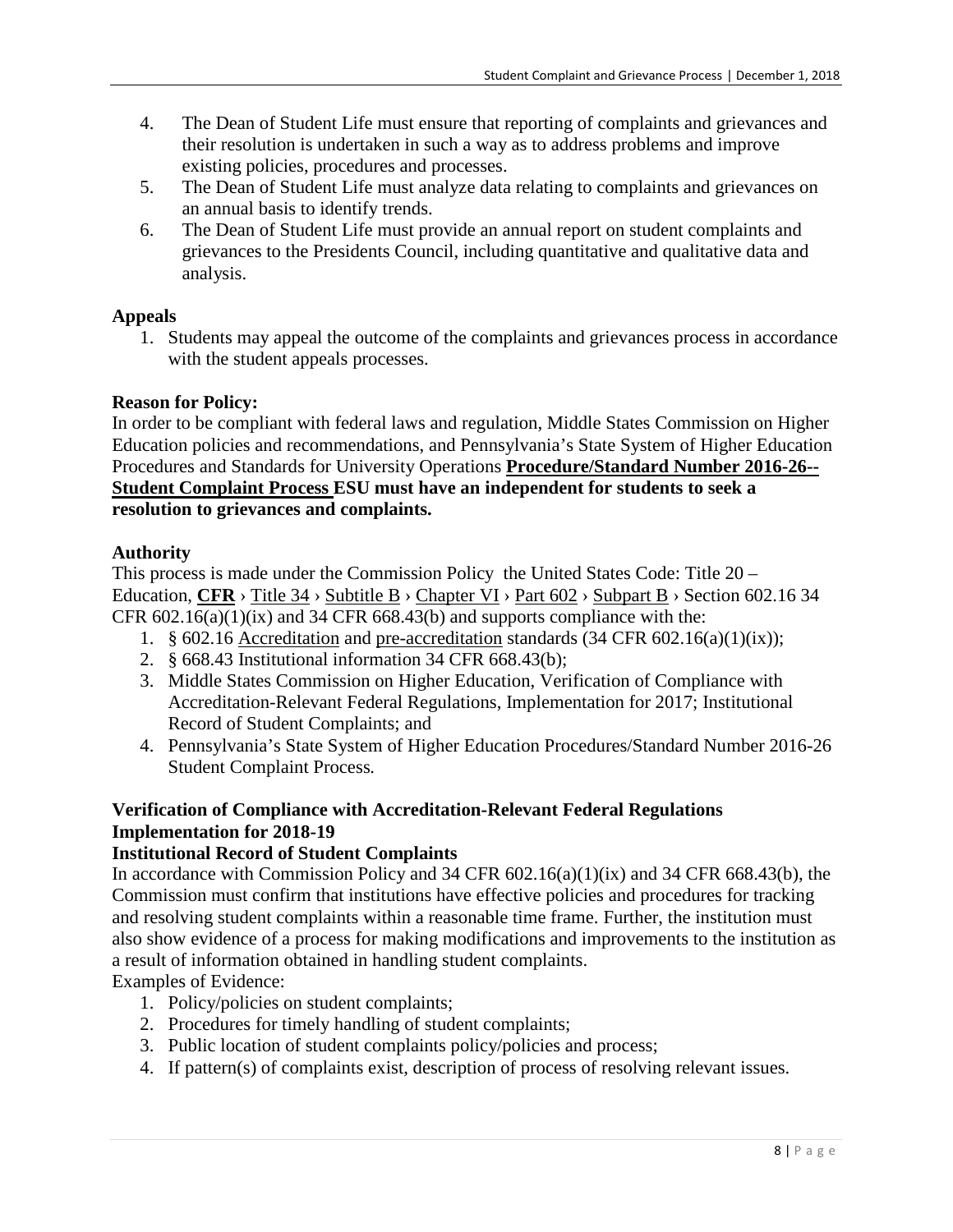4. The Dean of Student Life must ensure that reporting of complaints and grievances and their resolution is undertaken in such a way as to address problems and improve existing policies, procedures and processes.
5. The Dean of Student Life must analyze data relating to complaints and grievances on an annual basis to identify trends.
6. The Dean of Student Life must provide an annual report on student complaints and grievances to the Presidents Council, including quantitative and qualitative data and analysis.

**Appeals**

1. Students may appeal the outcome of the complaints and grievances process in accordance with the student appeals processes.

**Reason for Policy:**

In order to be compliant with federal laws and regulation, Middle States Commission on Higher Education policies and recommendations, and Pennsylvania's State System of Higher Education Procedures and Standards for University Operations **Procedure/Standard Number 2016-26--Student Complaint Process ESU must have an independent for students to seek a resolution to grievances and complaints.**

**Authority**

This process is made under the Commission Policy the United States Code: Title 20 – Education, **CFR** › Title 34 › Subtitle B › Chapter VI › Part 602 › Subpart B › Section 602.16 34 CFR 602.16(a)(1)(ix) and 34 CFR 668.43(b) and supports compliance with the:

1. § 602.16 Accreditation and pre-accreditation standards (34 CFR 602.16(a)(1)(ix));
2. § 668.43 Institutional information 34 CFR 668.43(b);
3. Middle States Commission on Higher Education, Verification of Compliance with Accreditation-Relevant Federal Regulations, Implementation for 2017; Institutional Record of Student Complaints; and
4. Pennsylvania's State System of Higher Education Procedures/Standard Number 2016-26 Student Complaint Process*.*

**Verification of Compliance with Accreditation-Relevant Federal Regulations Implementation for 2018-19**

**Institutional Record of Student Complaints**

In accordance with Commission Policy and 34 CFR 602.16(a)(1)(ix) and 34 CFR 668.43(b), the Commission must confirm that institutions have effective policies and procedures for tracking and resolving student complaints within a reasonable time frame. Further, the institution must also show evidence of a process for making modifications and improvements to the institution as a result of information obtained in handling student complaints.

Examples of Evidence:

1. Policy/policies on student complaints;
2. Procedures for timely handling of student complaints;
3. Public location of student complaints policy/policies and process;
4. If pattern(s) of complaints exist, description of process of resolving relevant issues.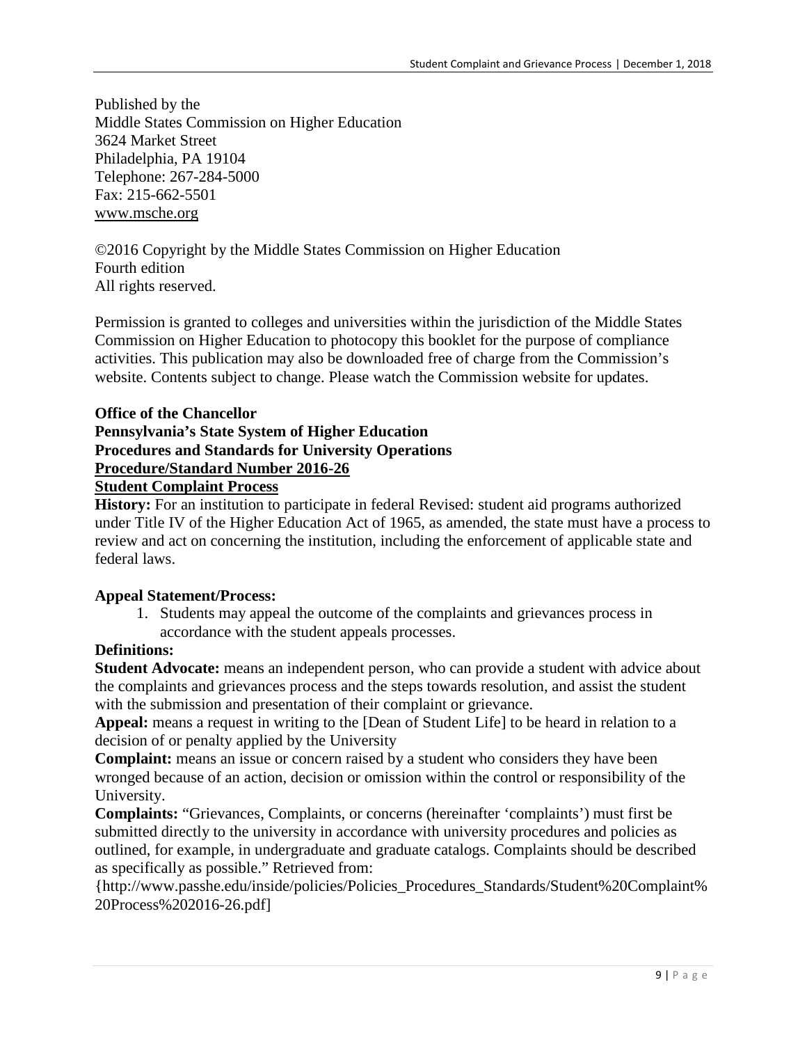Published by the
Middle States Commission on Higher Education
3624 Market Street
Philadelphia, PA 19104
Telephone: 267-284-5000
Fax: 215-662-5501
www.msche.org

©2016 Copyright by the Middle States Commission on Higher Education
Fourth edition
All rights reserved.

Permission is granted to colleges and universities within the jurisdiction of the Middle States Commission on Higher Education to photocopy this booklet for the purpose of compliance activities. This publication may also be downloaded free of charge from the Commission's website. Contents subject to change. Please watch the Commission website for updates.

**Office of the Chancellor**
**Pennsylvania's State System of Higher Education**
**Procedures and Standards for University Operations**
**Procedure/Standard Number 2016-26**
**Student Complaint Process**

**History:** For an institution to participate in federal Revised: student aid programs authorized under Title IV of the Higher Education Act of 1965, as amended, the state must have a process to review and act on concerning the institution, including the enforcement of applicable state and federal laws.

**Appeal Statement/Process:**

1. Students may appeal the outcome of the complaints and grievances process in accordance with the student appeals processes.

**Definitions:**

**Student Advocate:** means an independent person, who can provide a student with advice about the complaints and grievances process and the steps towards resolution, and assist the student with the submission and presentation of their complaint or grievance.

**Appeal:** means a request in writing to the [Dean of Student Life] to be heard in relation to a decision of or penalty applied by the University

**Complaint:** means an issue or concern raised by a student who considers they have been wronged because of an action, decision or omission within the control or responsibility of the University.

**Complaints:** "Grievances, Complaints, or concerns (hereinafter 'complaints') must first be submitted directly to the university in accordance with university procedures and policies as outlined, for example, in undergraduate and graduate catalogs. Complaints should be described as specifically as possible." Retrieved from: {http://www.passhe.edu/inside/policies/Policies_Procedures_Standards/Student%20Complaint%20Process%202016-26.pdf]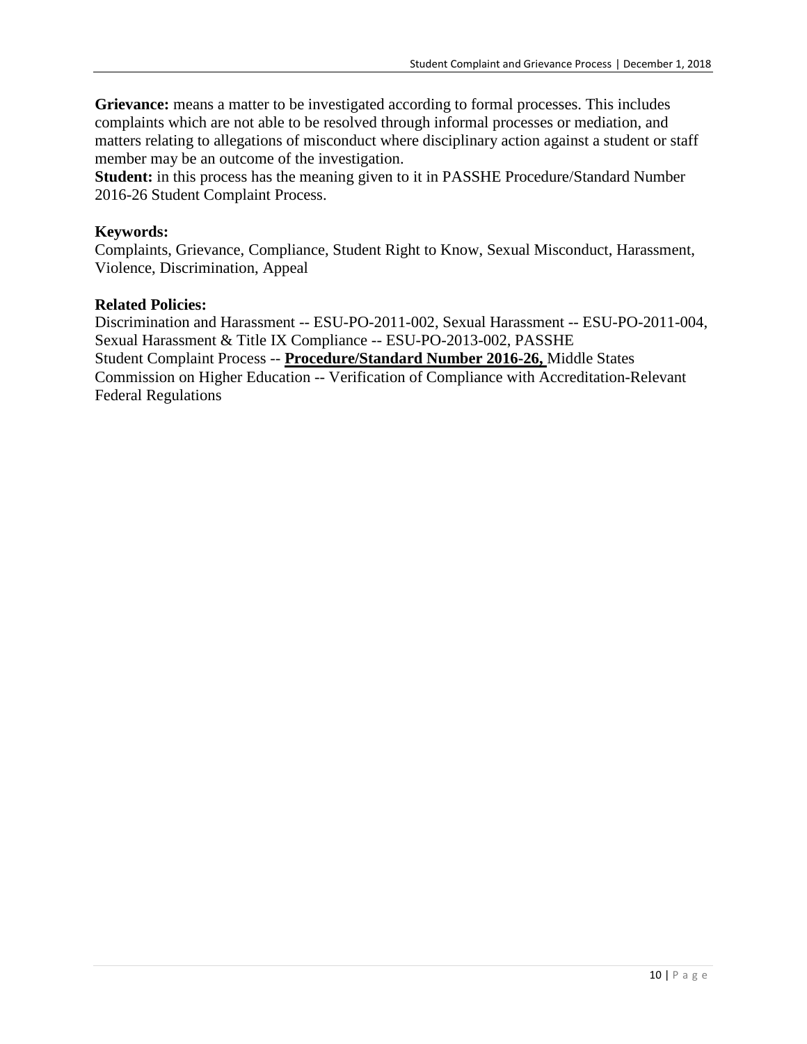**Grievance:** means a matter to be investigated according to formal processes. This includes complaints which are not able to be resolved through informal processes or mediation, and matters relating to allegations of misconduct where disciplinary action against a student or staff member may be an outcome of the investigation.
**Student:** in this process has the meaning given to it in PASSHE Procedure/Standard Number 2016-26 Student Complaint Process.

**Keywords:**
Complaints, Grievance, Compliance, Student Right to Know, Sexual Misconduct, Harassment, Violence, Discrimination, Appeal

**Related Policies:**
Discrimination and Harassment -- ESU-PO-2011-002, Sexual Harassment -- ESU-PO-2011-004, Sexual Harassment & Title IX Compliance -- ESU-PO-2013-002, PASSHE Student Complaint Process -- **Procedure/Standard Number 2016-26,** Middle States Commission on Higher Education -- Verification of Compliance with Accreditation-Relevant Federal Regulations